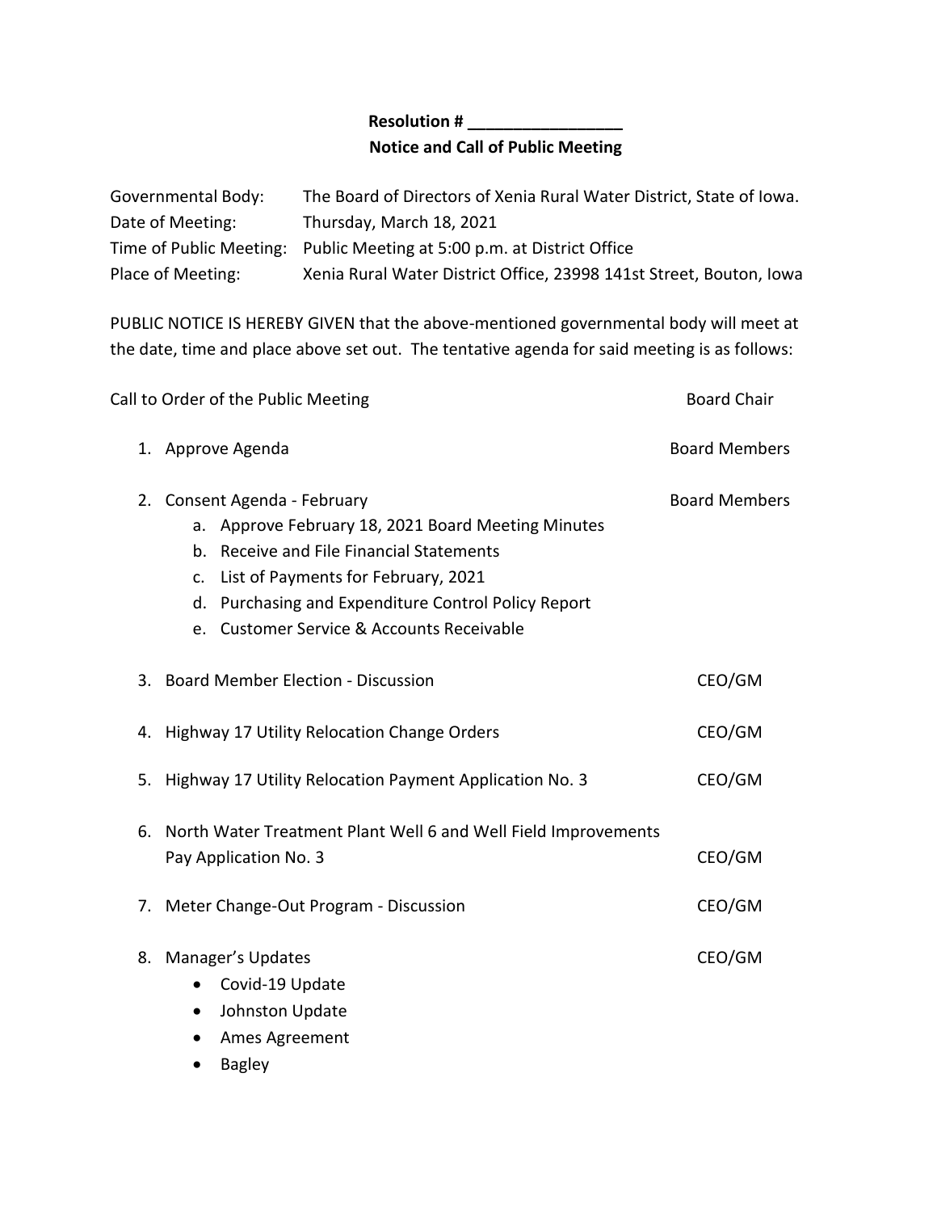**Resolution # _________________**

**Notice and Call of Public Meeting**

| | |
|---|---|
| Governmental Body: | The Board of Directors of Xenia Rural Water District, State of Iowa. |
| Date of Meeting: | Thursday, March 18, 2021 |
| Time of Public Meeting: | Public Meeting at 5:00 p.m. at District Office |
| Place of Meeting: | Xenia Rural Water District Office, 23998 141st Street, Bouton, Iowa |

PUBLIC NOTICE IS HEREBY GIVEN that the above-mentioned governmental body will meet at the date, time and place above set out. The tentative agenda for said meeting is as follows:

Call to Order of the Public Meeting — Board Chair

1. Approve Agenda — Board Members

2. Consent Agenda - February — Board Members
   a. Approve February 18, 2021 Board Meeting Minutes
   b. Receive and File Financial Statements
   c. List of Payments for February, 2021
   d. Purchasing and Expenditure Control Policy Report
   e. Customer Service & Accounts Receivable

3. Board Member Election - Discussion — CEO/GM

4. Highway 17 Utility Relocation Change Orders — CEO/GM

5. Highway 17 Utility Relocation Payment Application No. 3 — CEO/GM

6. North Water Treatment Plant Well 6 and Well Field Improvements Pay Application No. 3 — CEO/GM

7. Meter Change-Out Program - Discussion — CEO/GM

8. Manager's Updates — CEO/GM
   - Covid-19 Update
   - Johnston Update
   - Ames Agreement
   - Bagley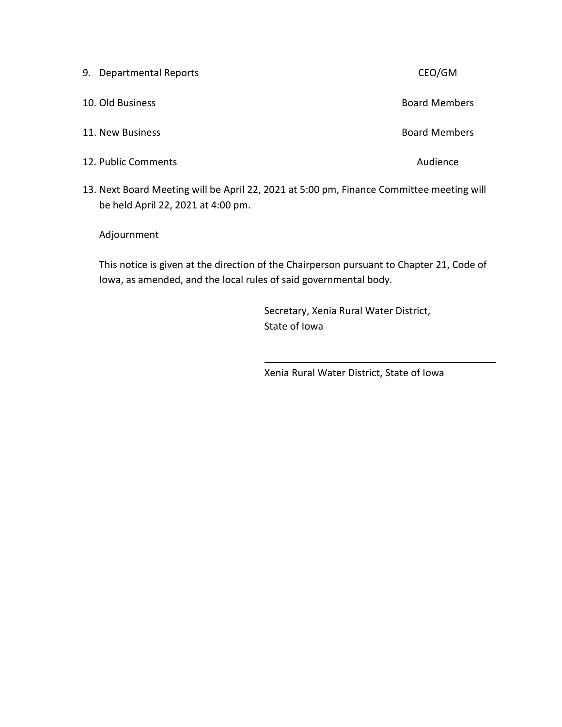9. Departmental Reports CEO/GM

10. Old Business Board Members

11. New Business Board Members

12. Public Comments Audience

13. Next Board Meeting will be April 22, 2021 at 5:00 pm, Finance Committee meeting will be held April 22, 2021 at 4:00 pm.

Adjournment

This notice is given at the direction of the Chairperson pursuant to Chapter 21, Code of Iowa, as amended, and the local rules of said governmental body.

Secretary, Xenia Rural Water District,
State of Iowa

\_\_\_\_\_\_\_\_\_\_\_\_\_\_\_\_\_\_\_\_\_\_\_\_\_\_\_\_\_\_\_\_\_\_\_\_\_\_\_\_

Xenia Rural Water District, State of Iowa